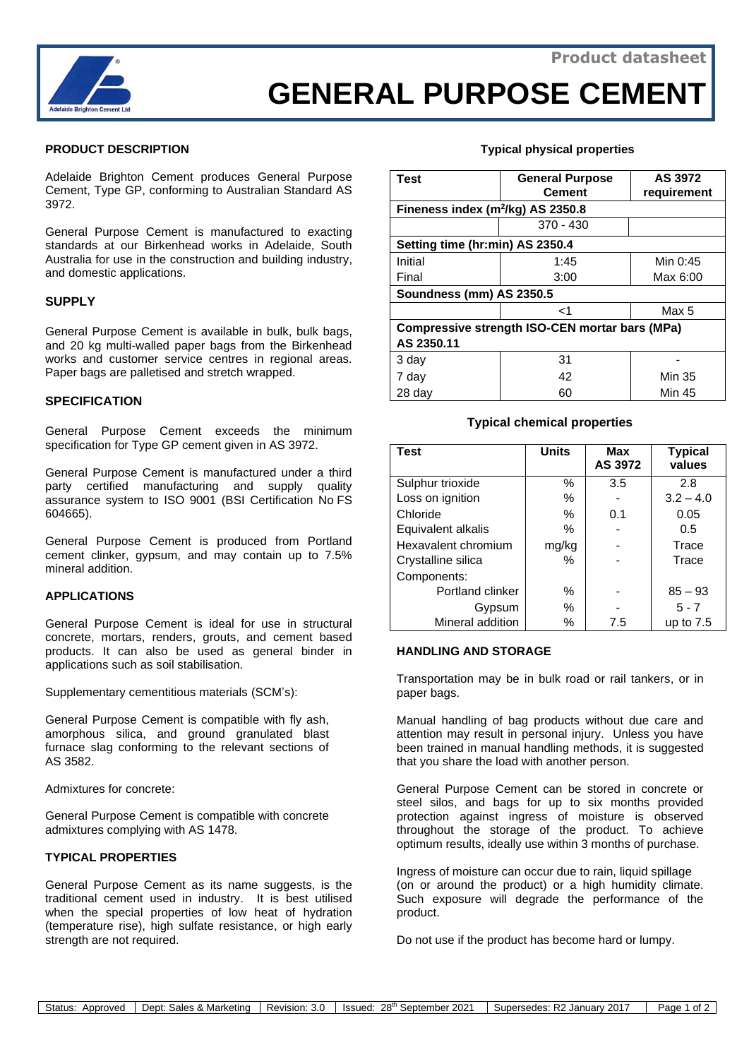Product datasheet

# GENERAL PURPOSE CEMENT

## PRODUCT DESCRIPTION

Adelaide Brighton Cement produces General Purpose Cement, Type GP, conforming to Australian Standard AS 3972.

General Purpose Cement is manufactured to exacting standards at our Birkenhead works in Adelaide, South Australia for use in the construction and building industry, and domestic applications.

## SUPPLY

General Purpose Cement is available in bulk, bulk bags, and 20 kg multi-walled paper bags from the Birkenhead works and customer service centres in regional areas. Paper bags are palletised and stretch wrapped.

## SPECIFICATION

General Purpose Cement exceeds the minimum specification for Type GP cement given in AS 3972.

General Purpose Cement is manufactured under a third party certified manufacturing and supply quality assurance system to ISO 9001 (BSI Certification No FS 604665).

General Purpose Cement is produced from Portland cement clinker, gypsum, and may contain up to 7.5% mineral addition.

## APPLICATIONS

General Purpose Cement is ideal for use in structural concrete, mortars, renders, grouts, and cement based products. It can also be used as general binder in applications such as soil stabilisation.

Supplementary cementitious materials (SCM's):

General Purpose Cement is compatible with fly ash, amorphous silica, and ground granulated blast furnace slag conforming to the relevant sections of AS 3582.

Admixtures for concrete:

General Purpose Cement is compatible with concrete admixtures complying with AS 1478.

## TYPICAL PROPERTIES

General Purpose Cement as its name suggests, is the traditional cement used in industry. It is best utilised when the special properties of low heat of hydration (temperature rise), high sulfate resistance, or high early strength are not required.

### Typical physical properties

| Test | General Purpose Cement | AS 3972 requirement |
|---|---|---|
| **Fineness index ($m^2$/kg) AS 2350.8** | | |
| | 370 - 430 | |
| **Setting time (hr:min) AS 2350.4** | | |
| Initial | 1:45 | Min 0:45 |
| Final | 3:00 | Max 6:00 |
| **Soundness (mm) AS 2350.5** | | |
| | <1 | Max 5 |
| **Compressive strength ISO-CEN mortar bars (MPa) AS 2350.11** | | |
| 3 day | 31 | - |
| 7 day | 42 | Min 35 |
| 28 day | 60 | Min 45 |

### Typical chemical properties

| Test | Units | Max AS 3972 | Typical values |
|---|---|---|---|
| Sulphur trioxide | % | 3.5 | 2.8 |
| Loss on ignition | % | - | 3.2 – 4.0 |
| Chloride | % | 0.1 | 0.05 |
| Equivalent alkalis | % | - | 0.5 |
| Hexavalent chromium | mg/kg | - | Trace |
| Crystalline silica | % | - | Trace |
| Components: | | | |
| Portland clinker | % | - | 85 – 93 |
| Gypsum | % | - | 5 - 7 |
| Mineral addition | % | 7.5 | up to 7.5 |

## HANDLING AND STORAGE

Transportation may be in bulk road or rail tankers, or in paper bags.

Manual handling of bag products without due care and attention may result in personal injury. Unless you have been trained in manual handling methods, it is suggested that you share the load with another person.

General Purpose Cement can be stored in concrete or steel silos, and bags for up to six months provided protection against ingress of moisture is observed throughout the storage of the product. To achieve optimum results, ideally use within 3 months of purchase.

Ingress of moisture can occur due to rain, liquid spillage (on or around the product) or a high humidity climate. Such exposure will degrade the performance of the product.

Do not use if the product has become hard or lumpy.

| Status: Approved | Dept: Sales & Marketing | Revision: 3.0 | Issued: 28th September 2021 | Supersedes: R2 January 2017 |
|---|---|---|---|---|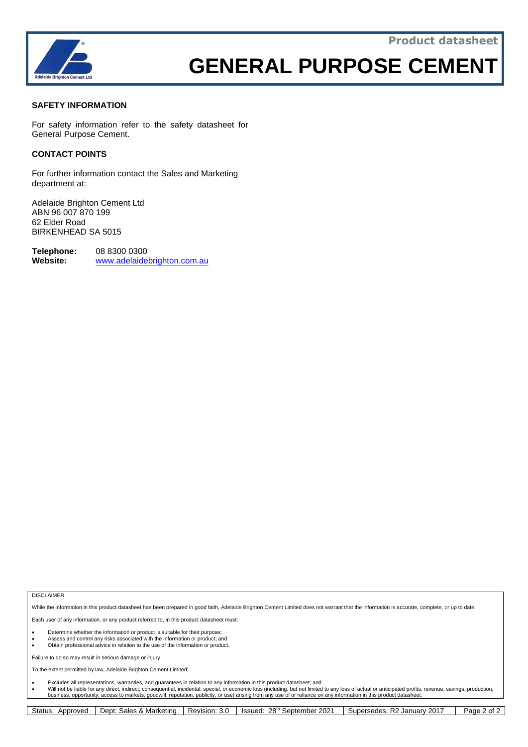## SAFETY INFORMATION

For safety information refer to the safety datasheet for General Purpose Cement.

## CONTACT POINTS

For further information contact the Sales and Marketing department at:

Adelaide Brighton Cement Ltd
ABN 96 007 870 199
62 Elder Road
BIRKENHEAD SA 5015

**Telephone:** 08 8300 0300
**Website:** www.adelaidebrighton.com.au

DISCLAIMER

While the information in this product datasheet has been prepared in good faith, Adelaide Brighton Cement Limited does not warrant that the information is accurate, complete, or up to date.

Each user of any information, or any product referred to, in this product datasheet must:

- Determine whether the information or product is suitable for their purpose;
- Assess and control any risks associated with the information or product; and
- Obtain professional advice in relation to the use of the information or product.

Failure to do so may result in serious damage or injury.

To the extent permitted by law, Adelaide Brighton Cement Limited:

- Excludes all representations, warranties, and guarantees in relation to any information in this product datasheet; and
- Will not be liable for any direct, indirect, consequential, incidental, special, or economic loss (including, but not limited to any loss of actual or anticipated profits, revenue, savings, production, business, opportunity, access to markets, goodwill, reputation, publicity, or use) arising from any use of or reliance on any information in this product datasheet.

| | | | | | |
|---|---|---|---|---|---|
| Status: Approved | Dept: Sales & Marketing | Revision: 3.0 | Issued: 28th September 2021 | Supersedes: R2 January 2017 | Page 2 of 2 |